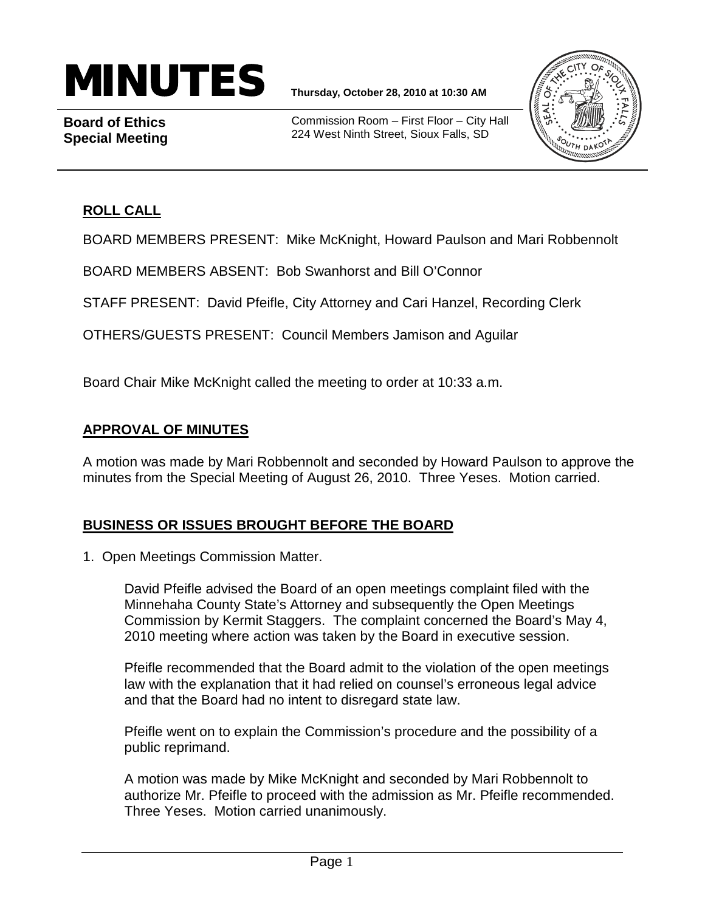# MINUTES

**Thursday, October 28, 2010 at 10:30 AM**

**Board of Ethics Special Meeting**

Commission Room – First Floor – City Hall
224 West Ninth Street, Sioux Falls, SD

## ROLL CALL

BOARD MEMBERS PRESENT: Mike McKnight, Howard Paulson and Mari Robbennolt

BOARD MEMBERS ABSENT: Bob Swanhorst and Bill O'Connor

STAFF PRESENT: David Pfeifle, City Attorney and Cari Hanzel, Recording Clerk

OTHERS/GUESTS PRESENT: Council Members Jamison and Aguilar

Board Chair Mike McKnight called the meeting to order at 10:33 a.m.

## APPROVAL OF MINUTES

A motion was made by Mari Robbennolt and seconded by Howard Paulson to approve the minutes from the Special Meeting of August 26, 2010. Three Yeses. Motion carried.

## BUSINESS OR ISSUES BROUGHT BEFORE THE BOARD

1. Open Meetings Commission Matter.

   David Pfeifle advised the Board of an open meetings complaint filed with the Minnehaha County State's Attorney and subsequently the Open Meetings Commission by Kermit Staggers. The complaint concerned the Board's May 4, 2010 meeting where action was taken by the Board in executive session.

   Pfeifle recommended that the Board admit to the violation of the open meetings law with the explanation that it had relied on counsel's erroneous legal advice and that the Board had no intent to disregard state law.

   Pfeifle went on to explain the Commission's procedure and the possibility of a public reprimand.

   A motion was made by Mike McKnight and seconded by Mari Robbennolt to authorize Mr. Pfeifle to proceed with the admission as Mr. Pfeifle recommended. Three Yeses. Motion carried unanimously.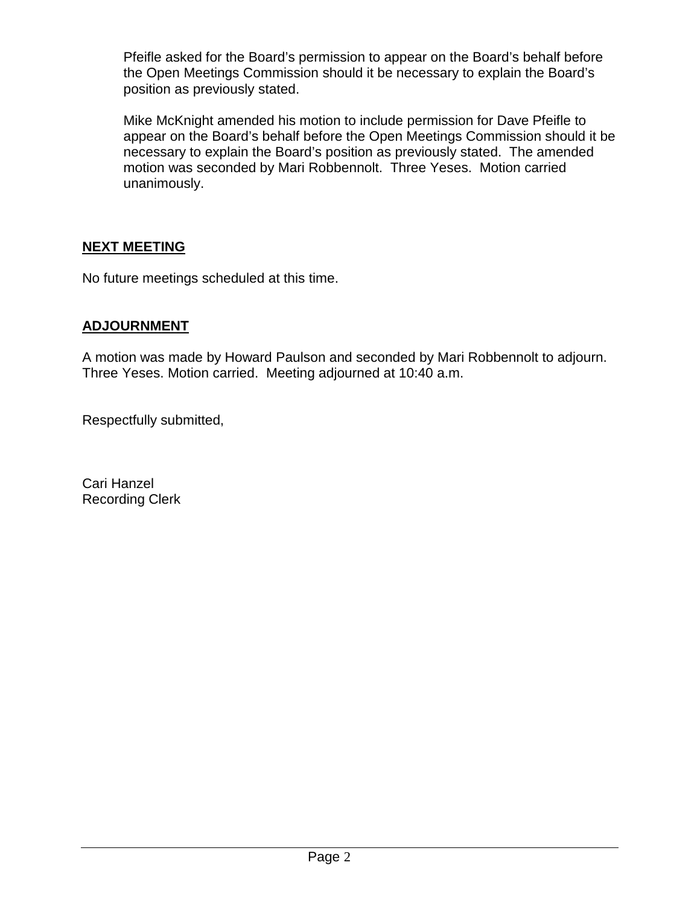Pfeifle asked for the Board's permission to appear on the Board's behalf before the Open Meetings Commission should it be necessary to explain the Board's position as previously stated.

Mike McKnight amended his motion to include permission for Dave Pfeifle to appear on the Board's behalf before the Open Meetings Commission should it be necessary to explain the Board's position as previously stated. The amended motion was seconded by Mari Robbennolt. Three Yeses. Motion carried unanimously.

**NEXT MEETING**

No future meetings scheduled at this time.

**ADJOURNMENT**

A motion was made by Howard Paulson and seconded by Mari Robbennolt to adjourn. Three Yeses. Motion carried. Meeting adjourned at 10:40 a.m.

Respectfully submitted,

Cari Hanzel
Recording Clerk